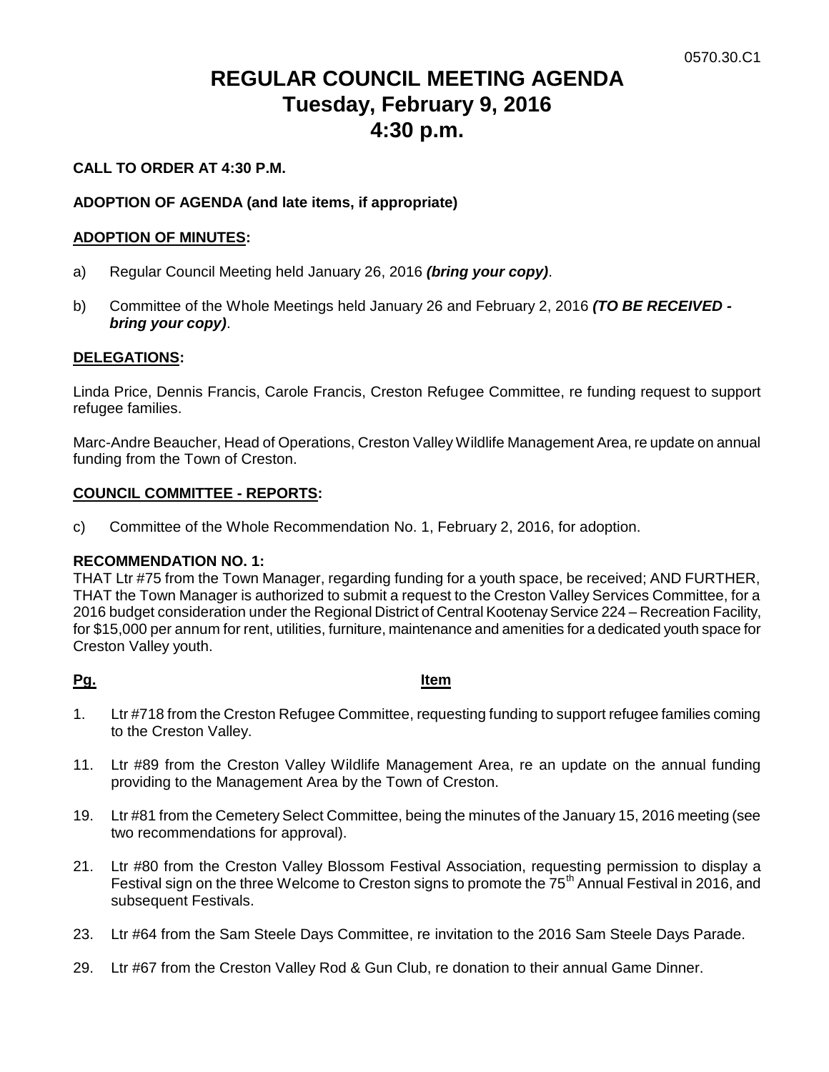0570.30.C1

# REGULAR COUNCIL MEETING AGENDA
# Tuesday, February 9, 2016
# 4:30 p.m.

**CALL TO ORDER AT 4:30 P.M.**

**ADOPTION OF AGENDA (and late items, if appropriate)**

**ADOPTION OF MINUTES:**

a) Regular Council Meeting held January 26, 2016 ***(bring your copy)***.

b) Committee of the Whole Meetings held January 26 and February 2, 2016 ***(TO BE RECEIVED - bring your copy)***.

**DELEGATIONS:**

Linda Price, Dennis Francis, Carole Francis, Creston Refugee Committee, re funding request to support refugee families.

Marc-Andre Beaucher, Head of Operations, Creston Valley Wildlife Management Area, re update on annual funding from the Town of Creston.

**COUNCIL COMMITTEE - REPORTS:**

c) Committee of the Whole Recommendation No. 1, February 2, 2016, for adoption.

**RECOMMENDATION NO. 1:**
THAT Ltr #75 from the Town Manager, regarding funding for a youth space, be received; AND FURTHER, THAT the Town Manager is authorized to submit a request to the Creston Valley Services Committee, for a 2016 budget consideration under the Regional District of Central Kootenay Service 224 – Recreation Facility, for $15,000 per annum for rent, utilities, furniture, maintenance and amenities for a dedicated youth space for Creston Valley youth.

**Pg.** **Item**

1. Ltr #718 from the Creston Refugee Committee, requesting funding to support refugee families coming to the Creston Valley.

11. Ltr #89 from the Creston Valley Wildlife Management Area, re an update on the annual funding providing to the Management Area by the Town of Creston.

19. Ltr #81 from the Cemetery Select Committee, being the minutes of the January 15, 2016 meeting (see two recommendations for approval).

21. Ltr #80 from the Creston Valley Blossom Festival Association, requesting permission to display a Festival sign on the three Welcome to Creston signs to promote the 75th Annual Festival in 2016, and subsequent Festivals.

23. Ltr #64 from the Sam Steele Days Committee, re invitation to the 2016 Sam Steele Days Parade.

29. Ltr #67 from the Creston Valley Rod & Gun Club, re donation to their annual Game Dinner.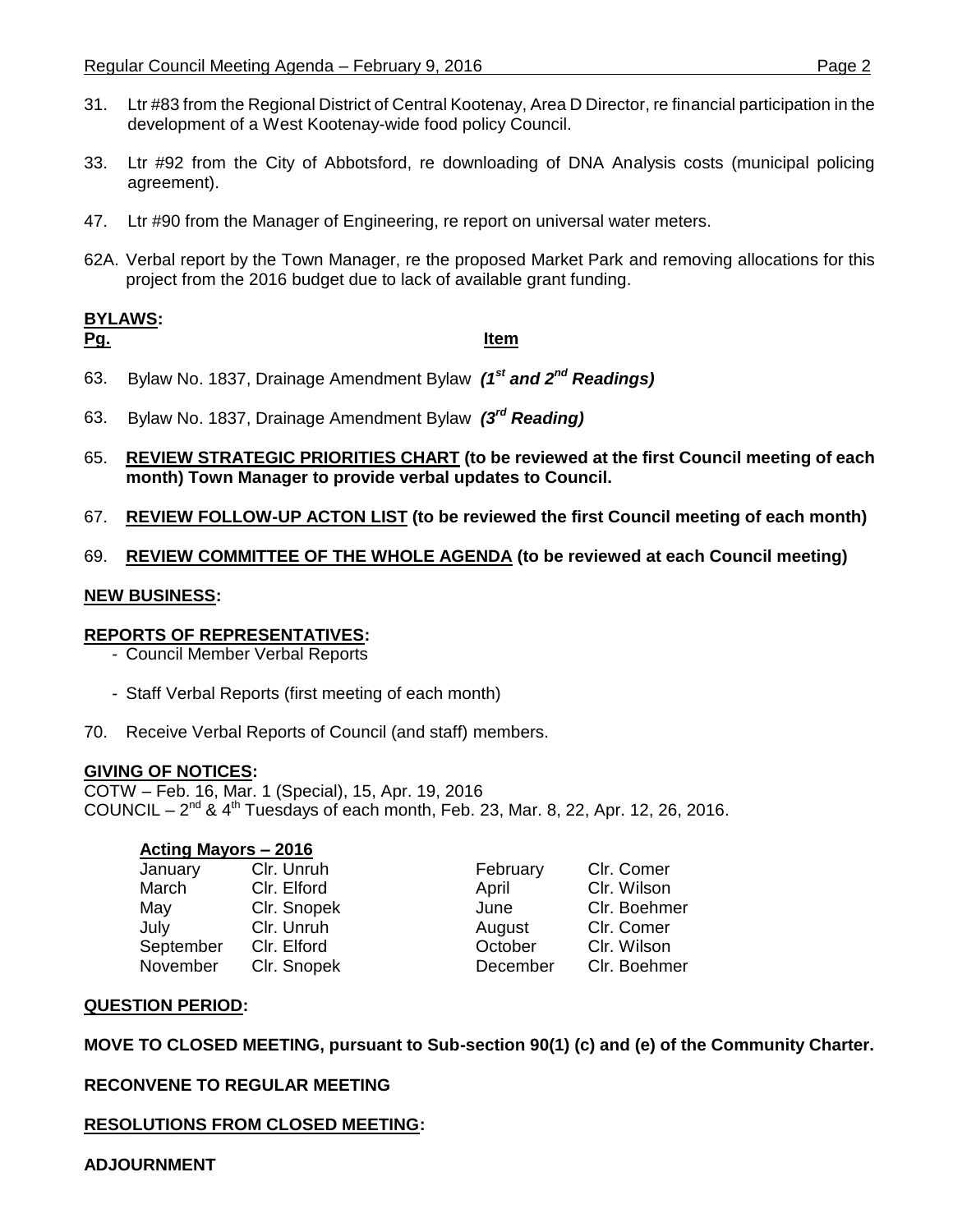31. Ltr #83 from the Regional District of Central Kootenay, Area D Director, re financial participation in the development of a West Kootenay-wide food policy Council.

33. Ltr #92 from the City of Abbotsford, re downloading of DNA Analysis costs (municipal policing agreement).

47. Ltr #90 from the Manager of Engineering, re report on universal water meters.

62A. Verbal report by the Town Manager, re the proposed Market Park and removing allocations for this project from the 2016 budget due to lack of available grant funding.

**BYLAWS:**

**Pg.** **Item**

63. Bylaw No. 1837, Drainage Amendment Bylaw ***(1st and 2nd Readings)***

63. Bylaw No. 1837, Drainage Amendment Bylaw ***(3rd Reading)***

65. **REVIEW STRATEGIC PRIORITIES CHART (to be reviewed at the first Council meeting of each month) Town Manager to provide verbal updates to Council.**

67. **REVIEW FOLLOW-UP ACTON LIST (to be reviewed the first Council meeting of each month)**

69. **REVIEW COMMITTEE OF THE WHOLE AGENDA (to be reviewed at each Council meeting)**

**NEW BUSINESS:**

**REPORTS OF REPRESENTATIVES:**

- Council Member Verbal Reports
- Staff Verbal Reports (first meeting of each month)

70. Receive Verbal Reports of Council (and staff) members.

**GIVING OF NOTICES:**

COTW – Feb. 16, Mar. 1 (Special), 15, Apr. 19, 2016
COUNCIL – 2nd & 4th Tuesdays of each month, Feb. 23, Mar. 8, 22, Apr. 12, 26, 2016.

**Acting Mayors – 2016**

| | | | |
|---|---|---|---|
| January | Clr. Unruh | February | Clr. Comer |
| March | Clr. Elford | April | Clr. Wilson |
| May | Clr. Snopek | June | Clr. Boehmer |
| July | Clr. Unruh | August | Clr. Comer |
| September | Clr. Elford | October | Clr. Wilson |
| November | Clr. Snopek | December | Clr. Boehmer |

**QUESTION PERIOD:**

**MOVE TO CLOSED MEETING, pursuant to Sub-section 90(1) (c) and (e) of the Community Charter.**

**RECONVENE TO REGULAR MEETING**

**RESOLUTIONS FROM CLOSED MEETING:**

**ADJOURNMENT**